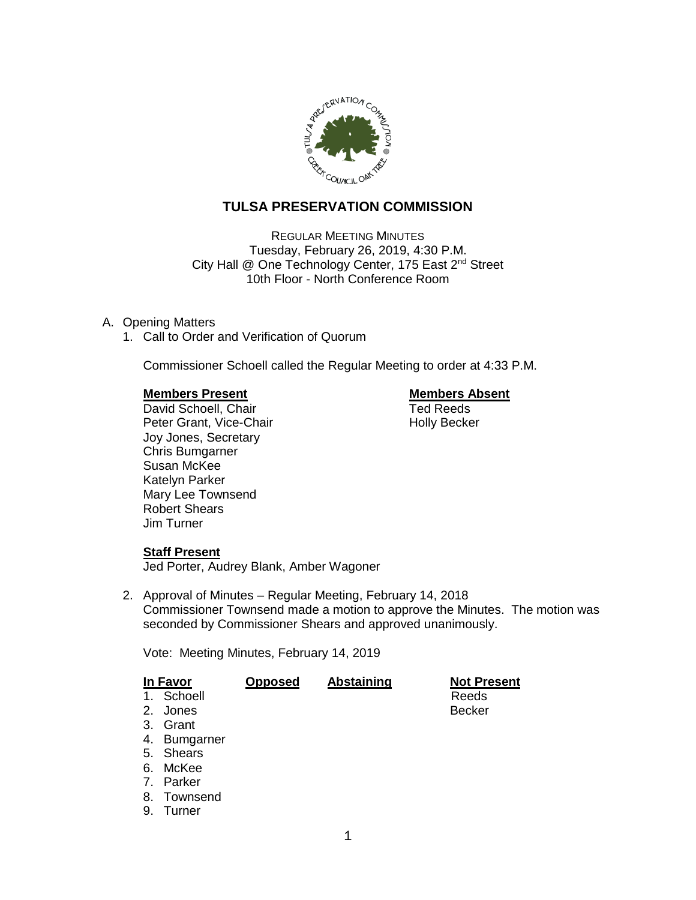# TULSA PRESERVATION COMMISSION

REGULAR MEETING MINUTES
Tuesday, February 26, 2019, 4:30 P.M.
City Hall @ One Technology Center, 175 East 2nd Street
10th Floor - North Conference Room

A. Opening Matters

1. Call to Order and Verification of Quorum

   Commissioner Schoell called the Regular Meeting to order at 4:33 P.M.

   | **Members Present** | **Members Absent** |
   |---|---|
   | David Schoell, Chair | Ted Reeds |
   | Peter Grant, Vice-Chair | Holly Becker |
   | Joy Jones, Secretary | |
   | Chris Bumgarner | |
   | Susan McKee | |
   | Katelyn Parker | |
   | Mary Lee Townsend | |
   | Robert Shears | |
   | Jim Turner | |

   **Staff Present**
   Jed Porter, Audrey Blank, Amber Wagoner

2. Approval of Minutes – Regular Meeting, February 14, 2018
   Commissioner Townsend made a motion to approve the Minutes. The motion was seconded by Commissioner Shears and approved unanimously.

   Vote: Meeting Minutes, February 14, 2019

   | In Favor | Opposed | Abstaining | Not Present |
   |---|---|---|---|
   | 1. Schoell | | | Reeds |
   | 2. Jones | | | Becker |
   | 3. Grant | | | |
   | 4. Bumgarner | | | |
   | 5. Shears | | | |
   | 6. McKee | | | |
   | 7. Parker | | | |
   | 8. Townsend | | | |
   | 9. Turner | | | |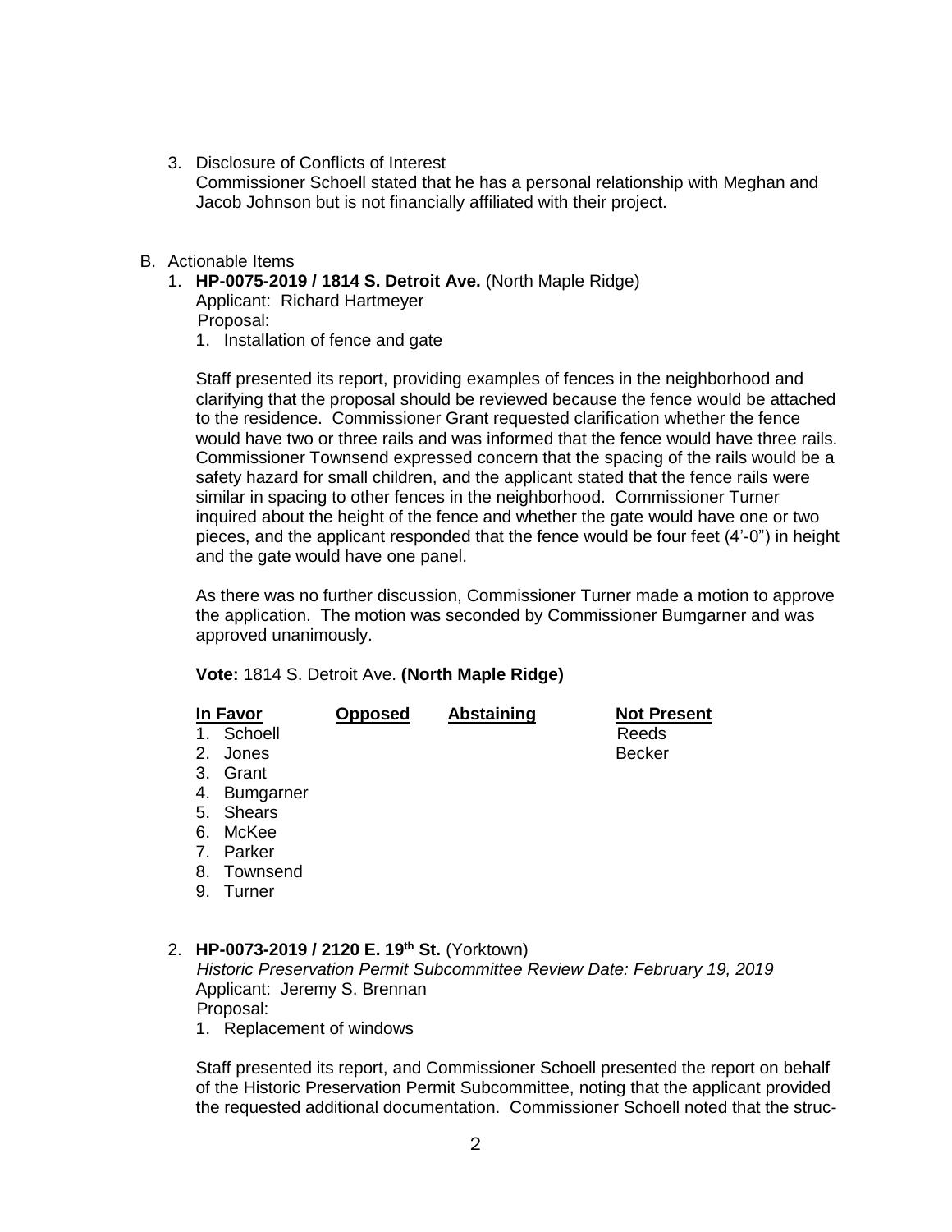3. Disclosure of Conflicts of Interest
   Commissioner Schoell stated that he has a personal relationship with Meghan and Jacob Johnson but is not financially affiliated with their project.

B. Actionable Items

1. **HP-0075-2019 / 1814 S. Detroit Ave.** (North Maple Ridge)
   Applicant: Richard Hartmeyer
   Proposal:
   1. Installation of fence and gate

   Staff presented its report, providing examples of fences in the neighborhood and clarifying that the proposal should be reviewed because the fence would be attached to the residence. Commissioner Grant requested clarification whether the fence would have two or three rails and was informed that the fence would have three rails. Commissioner Townsend expressed concern that the spacing of the rails would be a safety hazard for small children, and the applicant stated that the fence rails were similar in spacing to other fences in the neighborhood. Commissioner Turner inquired about the height of the fence and whether the gate would have one or two pieces, and the applicant responded that the fence would be four feet (4'-0") in height and the gate would have one panel.

   As there was no further discussion, Commissioner Turner made a motion to approve the application. The motion was seconded by Commissioner Bumgarner and was approved unanimously.

   **Vote:** 1814 S. Detroit Ave. **(North Maple Ridge)**

   | **In Favor** | **Opposed** | **Abstaining** | **Not Present** |
   |---|---|---|---|
   | 1. Schoell | | | Reeds |
   | 2. Jones | | | Becker |
   | 3. Grant | | | |
   | 4. Bumgarner | | | |
   | 5. Shears | | | |
   | 6. McKee | | | |
   | 7. Parker | | | |
   | 8. Townsend | | | |
   | 9. Turner | | | |

2. **HP-0073-2019 / 2120 E. 19th St.** (Yorktown)
   *Historic Preservation Permit Subcommittee Review Date: February 19, 2019*
   Applicant: Jeremy S. Brennan
   Proposal:
   1. Replacement of windows

   Staff presented its report, and Commissioner Schoell presented the report on behalf of the Historic Preservation Permit Subcommittee, noting that the applicant provided the requested additional documentation. Commissioner Schoell noted that the struc-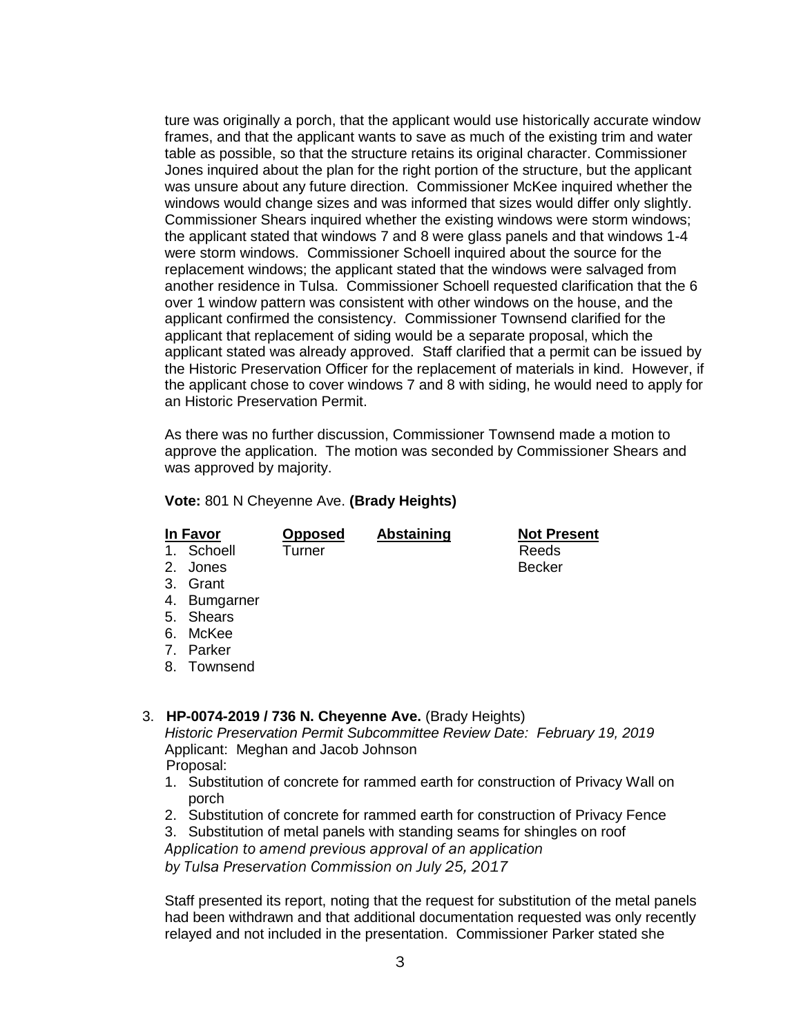ture was originally a porch, that the applicant would use historically accurate window frames, and that the applicant wants to save as much of the existing trim and water table as possible, so that the structure retains its original character. Commissioner Jones inquired about the plan for the right portion of the structure, but the applicant was unsure about any future direction. Commissioner McKee inquired whether the windows would change sizes and was informed that sizes would differ only slightly. Commissioner Shears inquired whether the existing windows were storm windows; the applicant stated that windows 7 and 8 were glass panels and that windows 1-4 were storm windows. Commissioner Schoell inquired about the source for the replacement windows; the applicant stated that the windows were salvaged from another residence in Tulsa. Commissioner Schoell requested clarification that the 6 over 1 window pattern was consistent with other windows on the house, and the applicant confirmed the consistency. Commissioner Townsend clarified for the applicant that replacement of siding would be a separate proposal, which the applicant stated was already approved. Staff clarified that a permit can be issued by the Historic Preservation Officer for the replacement of materials in kind. However, if the applicant chose to cover windows 7 and 8 with siding, he would need to apply for an Historic Preservation Permit.

As there was no further discussion, Commissioner Townsend made a motion to approve the application. The motion was seconded by Commissioner Shears and was approved by majority.

**Vote:** 801 N Cheyenne Ave. **(Brady Heights)**

| In Favor | Opposed | Abstaining | Not Present |
|---|---|---|---|
| 1. Schoell | Turner | | Reeds |
| 2. Jones | | | Becker |
| 3. Grant | | | |
| 4. Bumgarner | | | |
| 5. Shears | | | |
| 6. McKee | | | |
| 7. Parker | | | |
| 8. Townsend | | | |

3. **HP-0074-2019 / 736 N. Cheyenne Ave.** (Brady Heights)
   *Historic Preservation Permit Subcommittee Review Date: February 19, 2019*
   Applicant: Meghan and Jacob Johnson
   Proposal:
   1. Substitution of concrete for rammed earth for construction of Privacy Wall on porch
   2. Substitution of concrete for rammed earth for construction of Privacy Fence
   3. Substitution of metal panels with standing seams for shingles on roof

   *Application to amend previous approval of an application by Tulsa Preservation Commission on July 25, 2017*

   Staff presented its report, noting that the request for substitution of the metal panels had been withdrawn and that additional documentation requested was only recently relayed and not included in the presentation. Commissioner Parker stated she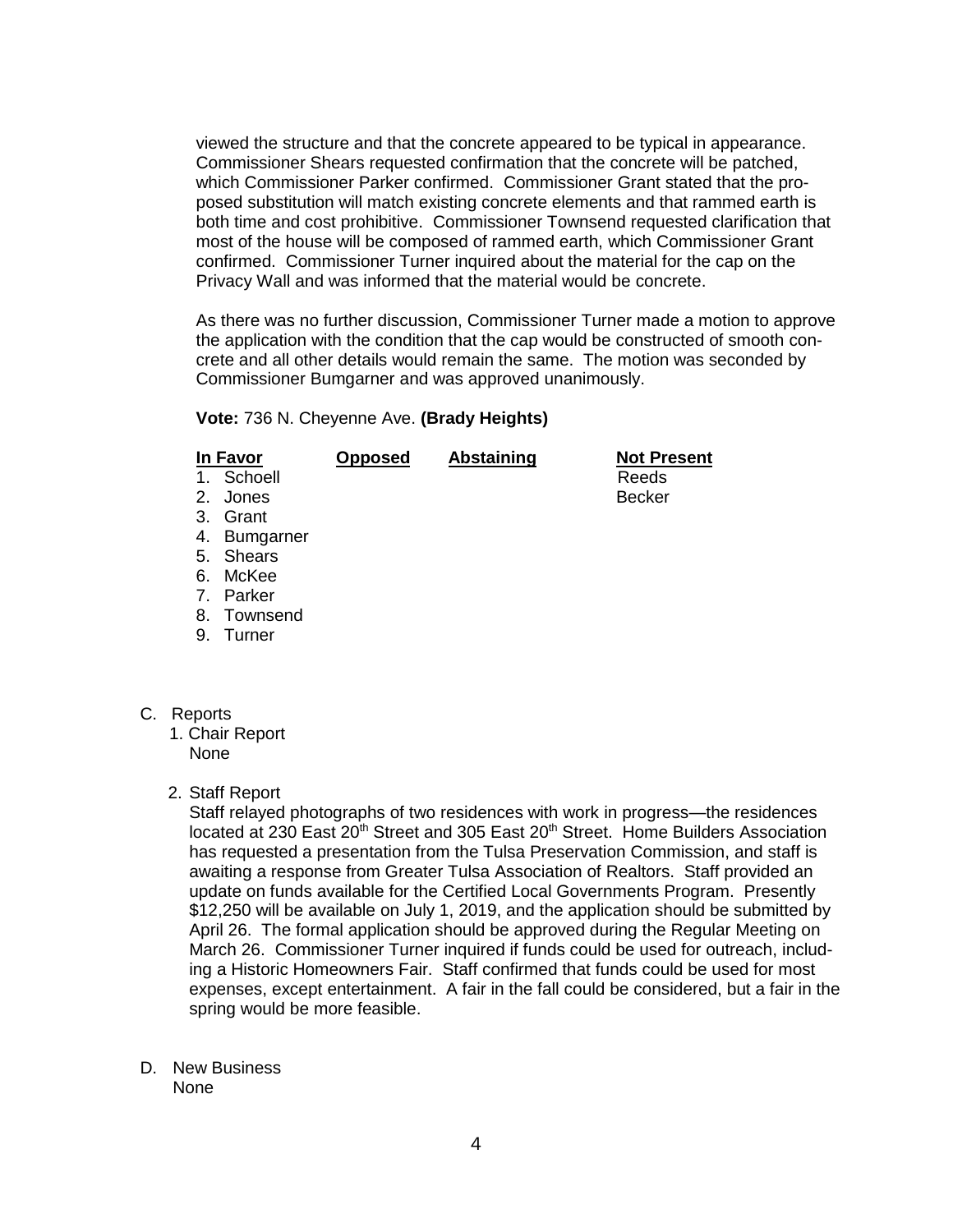viewed the structure and that the concrete appeared to be typical in appearance. Commissioner Shears requested confirmation that the concrete will be patched, which Commissioner Parker confirmed. Commissioner Grant stated that the proposed substitution will match existing concrete elements and that rammed earth is both time and cost prohibitive. Commissioner Townsend requested clarification that most of the house will be composed of rammed earth, which Commissioner Grant confirmed. Commissioner Turner inquired about the material for the cap on the Privacy Wall and was informed that the material would be concrete.

As there was no further discussion, Commissioner Turner made a motion to approve the application with the condition that the cap would be constructed of smooth concrete and all other details would remain the same. The motion was seconded by Commissioner Bumgarner and was approved unanimously.

**Vote:** 736 N. Cheyenne Ave. **(Brady Heights)**

| In Favor | Opposed | Abstaining | Not Present |
|---|---|---|---|
| 1. Schoell | | | Reeds |
| 2. Jones | | | Becker |
| 3. Grant | | | |
| 4. Bumgarner | | | |
| 5. Shears | | | |
| 6. McKee | | | |
| 7. Parker | | | |
| 8. Townsend | | | |
| 9. Turner | | | |

C. Reports

1. Chair Report
   None

2. Staff Report
   Staff relayed photographs of two residences with work in progress—the residences located at 230 East 20th Street and 305 East 20th Street. Home Builders Association has requested a presentation from the Tulsa Preservation Commission, and staff is awaiting a response from Greater Tulsa Association of Realtors. Staff provided an update on funds available for the Certified Local Governments Program. Presently $12,250 will be available on July 1, 2019, and the application should be submitted by April 26. The formal application should be approved during the Regular Meeting on March 26. Commissioner Turner inquired if funds could be used for outreach, including a Historic Homeowners Fair. Staff confirmed that funds could be used for most expenses, except entertainment. A fair in the fall could be considered, but a fair in the spring would be more feasible.

D. New Business
   None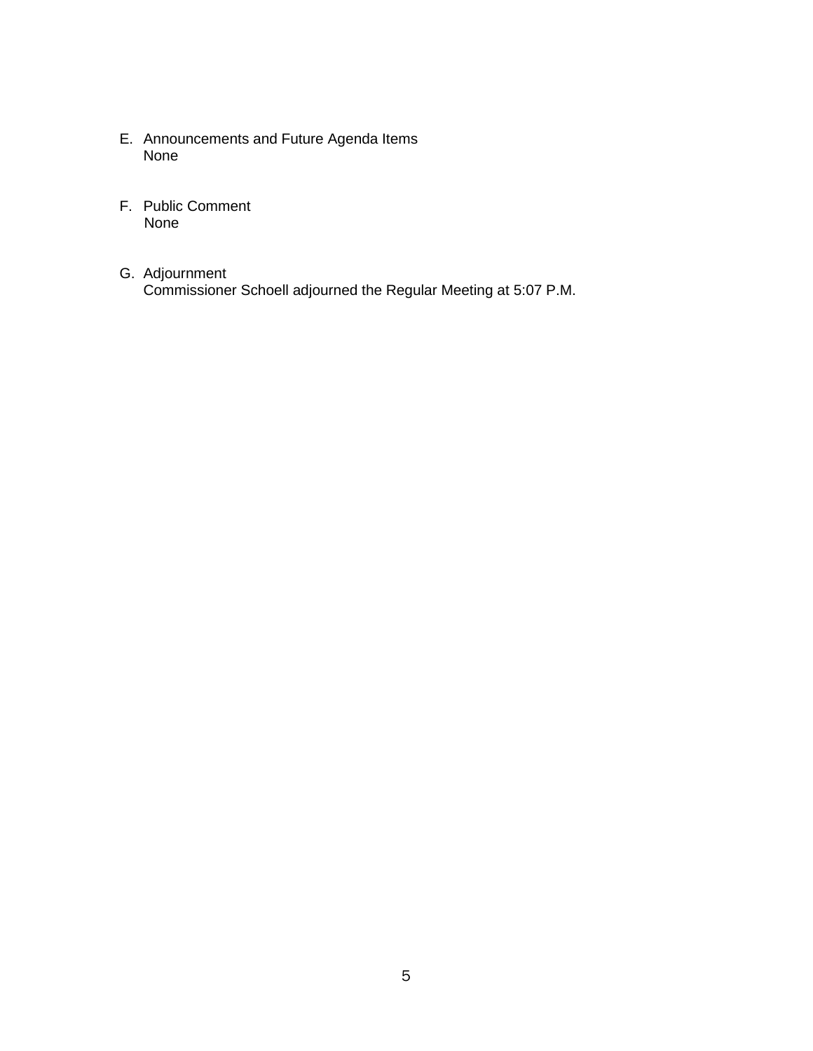E. Announcements and Future Agenda Items
   None

F. Public Comment
   None

G. Adjournment
   Commissioner Schoell adjourned the Regular Meeting at 5:07 P.M.